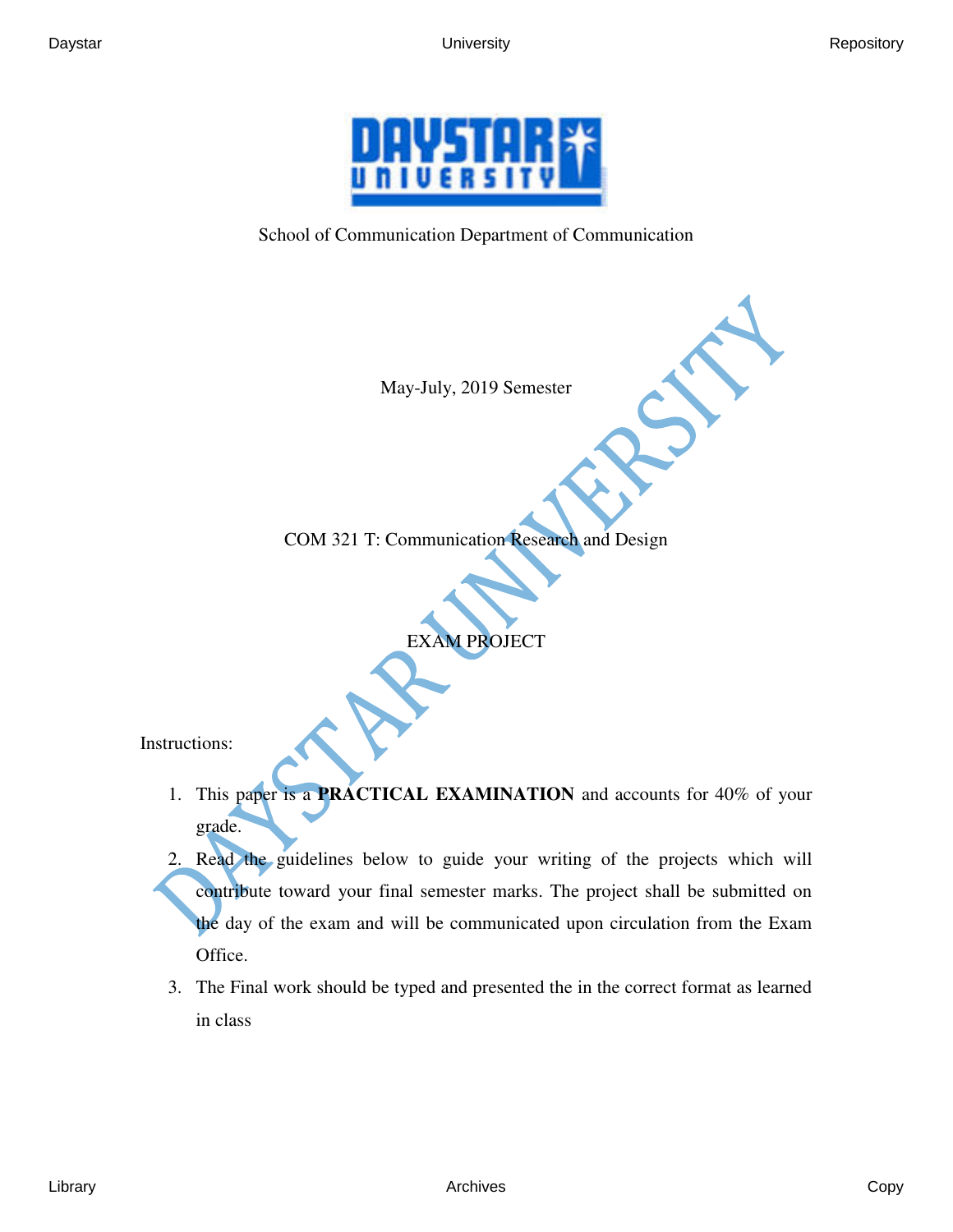School of Communication Department of Communication

May-July, 2019 Semester

COM 321 T: Communication Research and Design

EXAM PROJECT

Instructions:

1. This paper is a **PRACTICAL EXAMINATION** and accounts for 40% of your grade.
2. Read the guidelines below to guide your writing of the projects which will contribute toward your final semester marks. The project shall be submitted on the day of the exam and will be communicated upon circulation from the Exam Office.
3. The Final work should be typed and presented the in the correct format as learned in class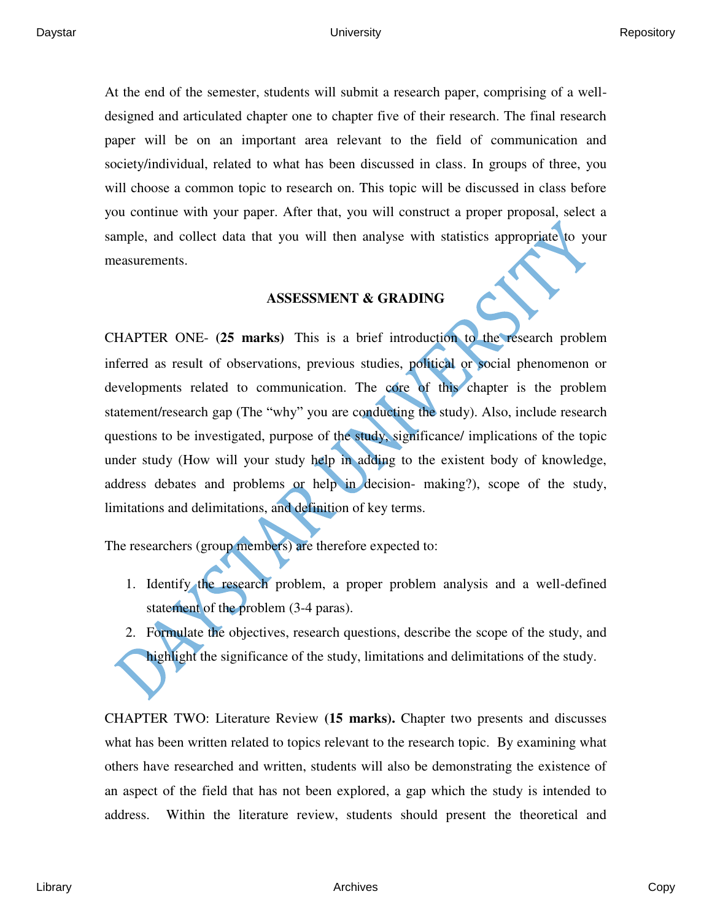At the end of the semester, students will submit a research paper, comprising of a well-designed and articulated chapter one to chapter five of their research. The final research paper will be on an important area relevant to the field of communication and society/individual, related to what has been discussed in class. In groups of three, you will choose a common topic to research on. This topic will be discussed in class before you continue with your paper. After that, you will construct a proper proposal, select a sample, and collect data that you will then analyse with statistics appropriate to your measurements.

## ASSESSMENT & GRADING

CHAPTER ONE- **(25 marks)** This is a brief introduction to the research problem inferred as result of observations, previous studies, political or social phenomenon or developments related to communication. The core of this chapter is the problem statement/research gap (The "why" you are conducting the study). Also, include research questions to be investigated, purpose of the study, significance/ implications of the topic under study (How will your study help in adding to the existent body of knowledge, address debates and problems or help in decision- making?), scope of the study, limitations and delimitations, and definition of key terms.

The researchers (group members) are therefore expected to:

1. Identify the research problem, a proper problem analysis and a well-defined statement of the problem (3-4 paras).
2. Formulate the objectives, research questions, describe the scope of the study, and highlight the significance of the study, limitations and delimitations of the study.

CHAPTER TWO: Literature Review **(15 marks).** Chapter two presents and discusses what has been written related to topics relevant to the research topic. By examining what others have researched and written, students will also be demonstrating the existence of an aspect of the field that has not been explored, a gap which the study is intended to address. Within the literature review, students should present the theoretical and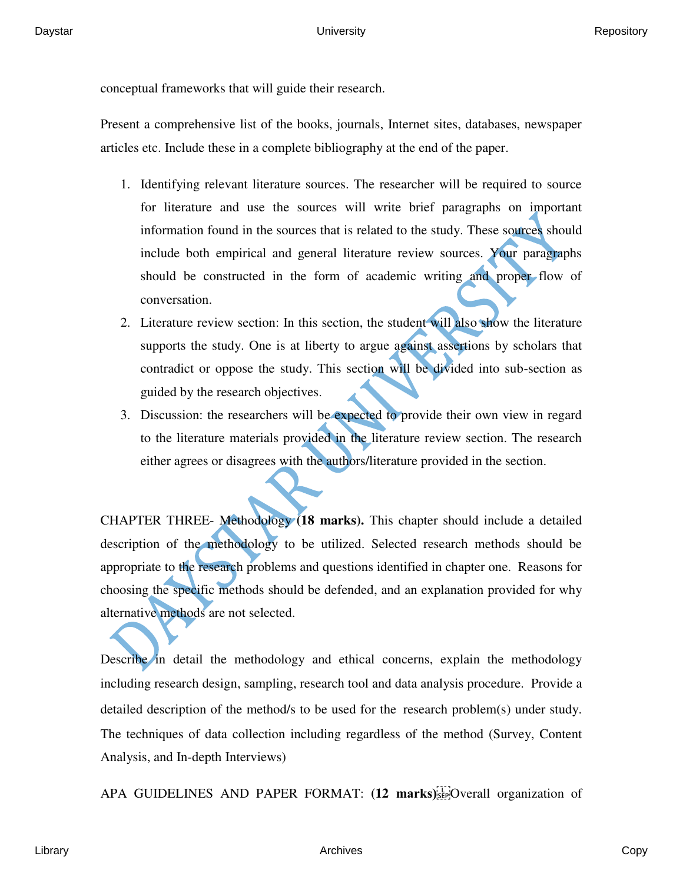conceptual frameworks that will guide their research.

Present a comprehensive list of the books, journals, Internet sites, databases, newspaper articles etc. Include these in a complete bibliography at the end of the paper.

1. Identifying relevant literature sources. The researcher will be required to source for literature and use the sources will write brief paragraphs on important information found in the sources that is related to the study. These sources should include both empirical and general literature review sources. Your paragraphs should be constructed in the form of academic writing and proper flow of conversation.
2. Literature review section: In this section, the student will also show the literature supports the study. One is at liberty to argue against assertions by scholars that contradict or oppose the study. This section will be divided into sub-section as guided by the research objectives.
3. Discussion: the researchers will be expected to provide their own view in regard to the literature materials provided in the literature review section. The research either agrees or disagrees with the authors/literature provided in the section.

CHAPTER THREE- Methodology **(18 marks).** This chapter should include a detailed description of the methodology to be utilized. Selected research methods should be appropriate to the research problems and questions identified in chapter one. Reasons for choosing the specific methods should be defended, and an explanation provided for why alternative methods are not selected.

Describe in detail the methodology and ethical concerns, explain the methodology including research design, sampling, research tool and data analysis procedure. Provide a detailed description of the method/s to be used for the research problem(s) under study. The techniques of data collection including regardless of the method (Survey, Content Analysis, and In-depth Interviews)

APA GUIDELINES AND PAPER FORMAT: **(12 marks)** Overall organization of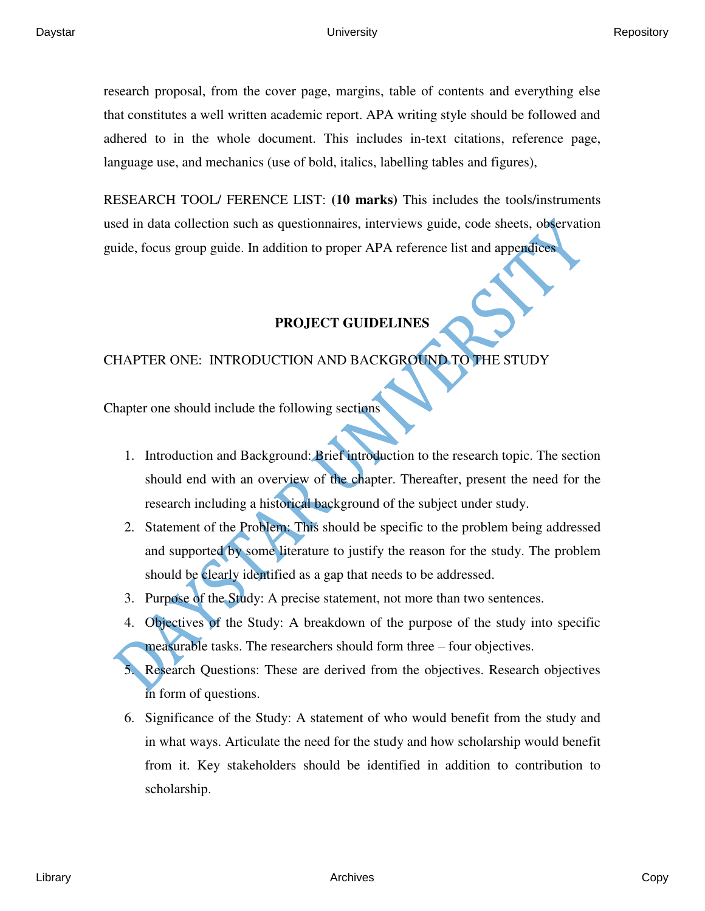research proposal, from the cover page, margins, table of contents and everything else that constitutes a well written academic report. APA writing style should be followed and adhered to in the whole document. This includes in-text citations, reference page, language use, and mechanics (use of bold, italics, labelling tables and figures),

RESEARCH TOOL/ FERENCE LIST: **(10 marks)** This includes the tools/instruments used in data collection such as questionnaires, interviews guide, code sheets, observation guide, focus group guide. In addition to proper APA reference list and appendices

## PROJECT GUIDELINES

CHAPTER ONE: INTRODUCTION AND BACKGROUND TO THE STUDY

Chapter one should include the following sections

1. Introduction and Background: Brief introduction to the research topic. The section should end with an overview of the chapter. Thereafter, present the need for the research including a historical background of the subject under study.
2. Statement of the Problem: This should be specific to the problem being addressed and supported by some literature to justify the reason for the study. The problem should be clearly identified as a gap that needs to be addressed.
3. Purpose of the Study: A precise statement, not more than two sentences.
4. Objectives of the Study: A breakdown of the purpose of the study into specific measurable tasks. The researchers should form three – four objectives.
5. Research Questions: These are derived from the objectives. Research objectives in form of questions.
6. Significance of the Study: A statement of who would benefit from the study and in what ways. Articulate the need for the study and how scholarship would benefit from it. Key stakeholders should be identified in addition to contribution to scholarship.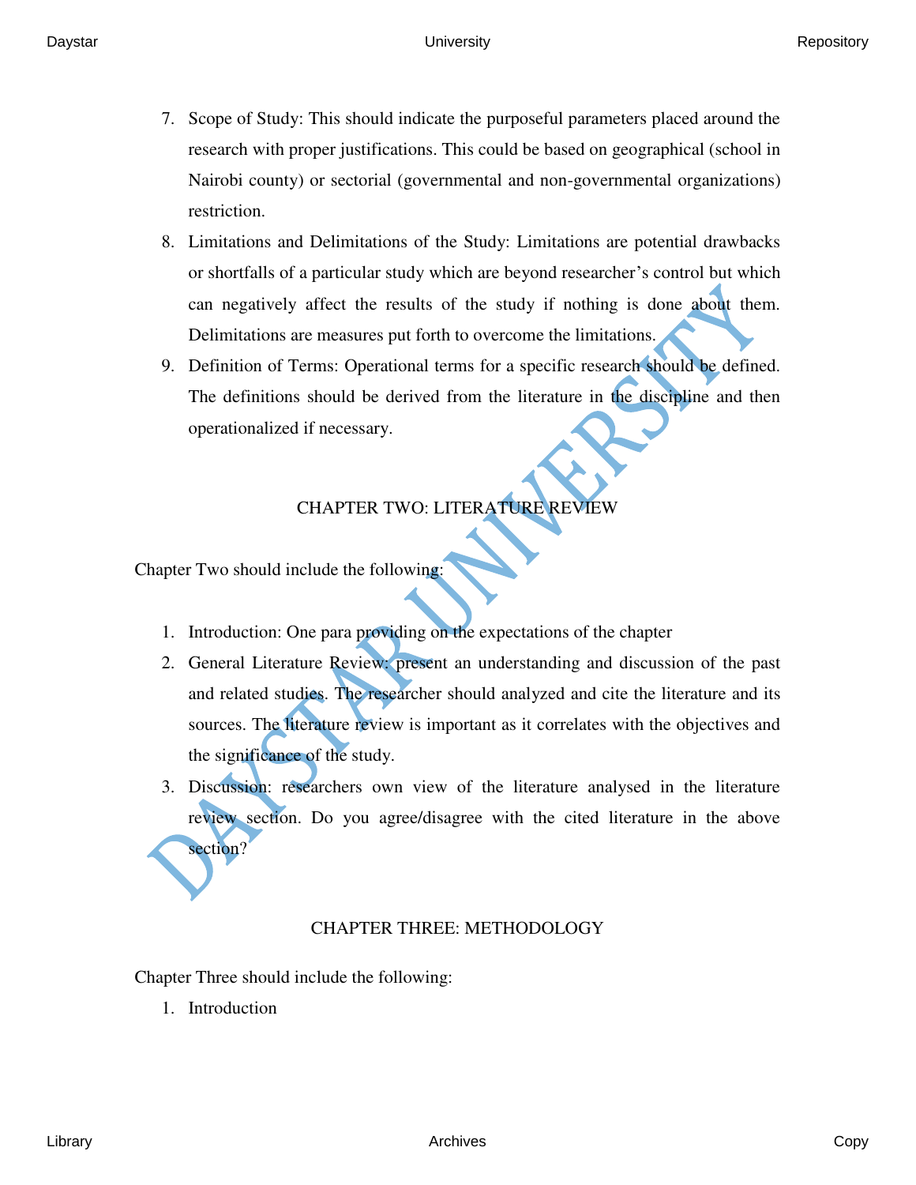7. Scope of Study: This should indicate the purposeful parameters placed around the research with proper justifications. This could be based on geographical (school in Nairobi county) or sectorial (governmental and non-governmental organizations) restriction.
8. Limitations and Delimitations of the Study: Limitations are potential drawbacks or shortfalls of a particular study which are beyond researcher's control but which can negatively affect the results of the study if nothing is done about them. Delimitations are measures put forth to overcome the limitations.
9. Definition of Terms: Operational terms for a specific research should be defined. The definitions should be derived from the literature in the discipline and then operationalized if necessary.

## CHAPTER TWO: LITERATURE REVIEW

Chapter Two should include the following:

1. Introduction: One para providing on the expectations of the chapter
2. General Literature Review: present an understanding and discussion of the past and related studies. The researcher should analyzed and cite the literature and its sources. The literature review is important as it correlates with the objectives and the significance of the study.
3. Discussion: researchers own view of the literature analysed in the literature review section. Do you agree/disagree with the cited literature in the above section?

## CHAPTER THREE: METHODOLOGY

Chapter Three should include the following:

1. Introduction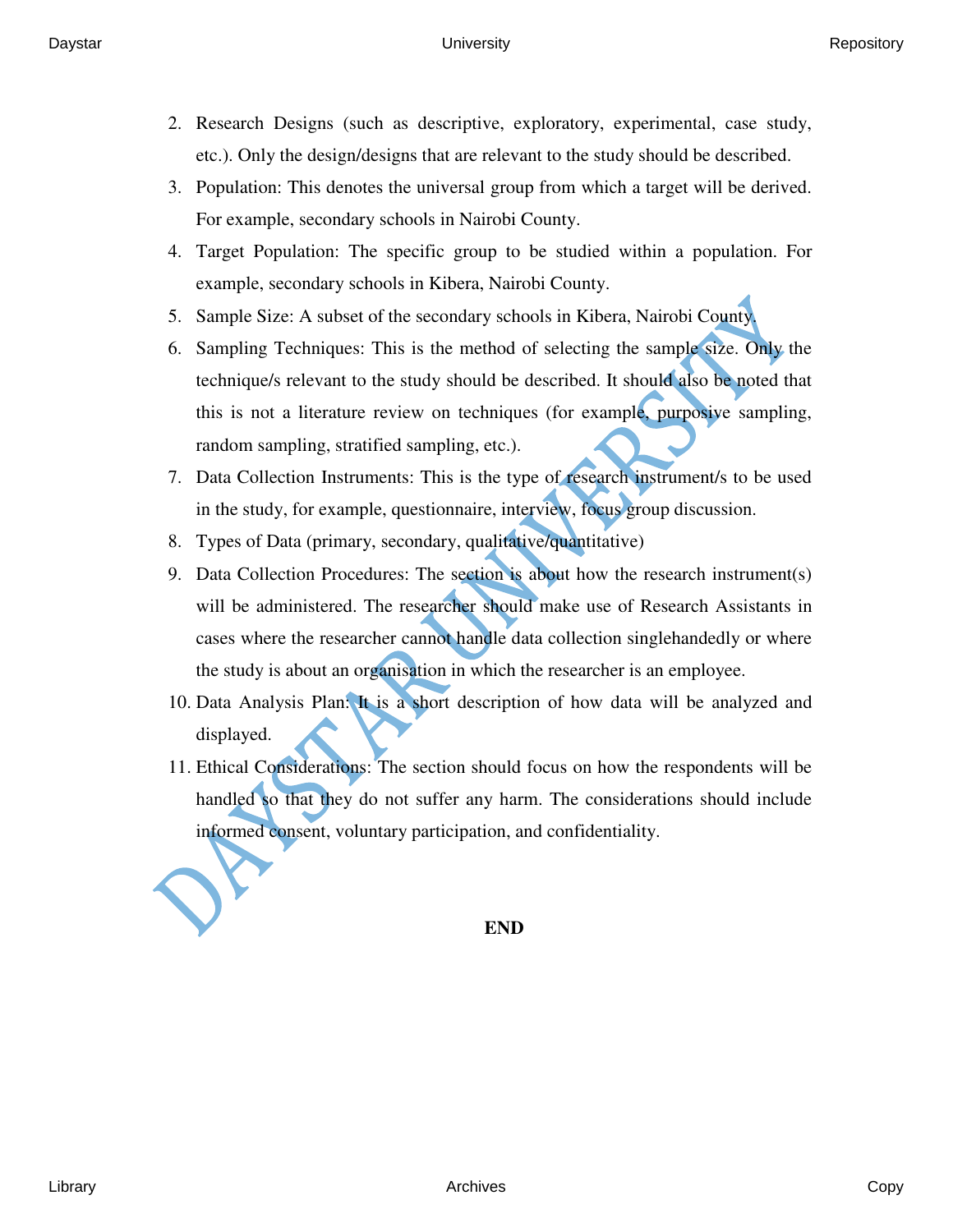2. Research Designs (such as descriptive, exploratory, experimental, case study, etc.). Only the design/designs that are relevant to the study should be described.
3. Population: This denotes the universal group from which a target will be derived. For example, secondary schools in Nairobi County.
4. Target Population: The specific group to be studied within a population. For example, secondary schools in Kibera, Nairobi County.
5. Sample Size: A subset of the secondary schools in Kibera, Nairobi County.
6. Sampling Techniques: This is the method of selecting the sample size. Only the technique/s relevant to the study should be described. It should also be noted that this is not a literature review on techniques (for example, purposive sampling, random sampling, stratified sampling, etc.).
7. Data Collection Instruments: This is the type of research instrument/s to be used in the study, for example, questionnaire, interview, focus group discussion.
8. Types of Data (primary, secondary, qualitative/quantitative)
9. Data Collection Procedures: The section is about how the research instrument(s) will be administered. The researcher should make use of Research Assistants in cases where the researcher cannot handle data collection singlehandedly or where the study is about an organisation in which the researcher is an employee.
10. Data Analysis Plan: It is a short description of how data will be analyzed and displayed.
11. Ethical Considerations: The section should focus on how the respondents will be handled so that they do not suffer any harm. The considerations should include informed consent, voluntary participation, and confidentiality.

**END**